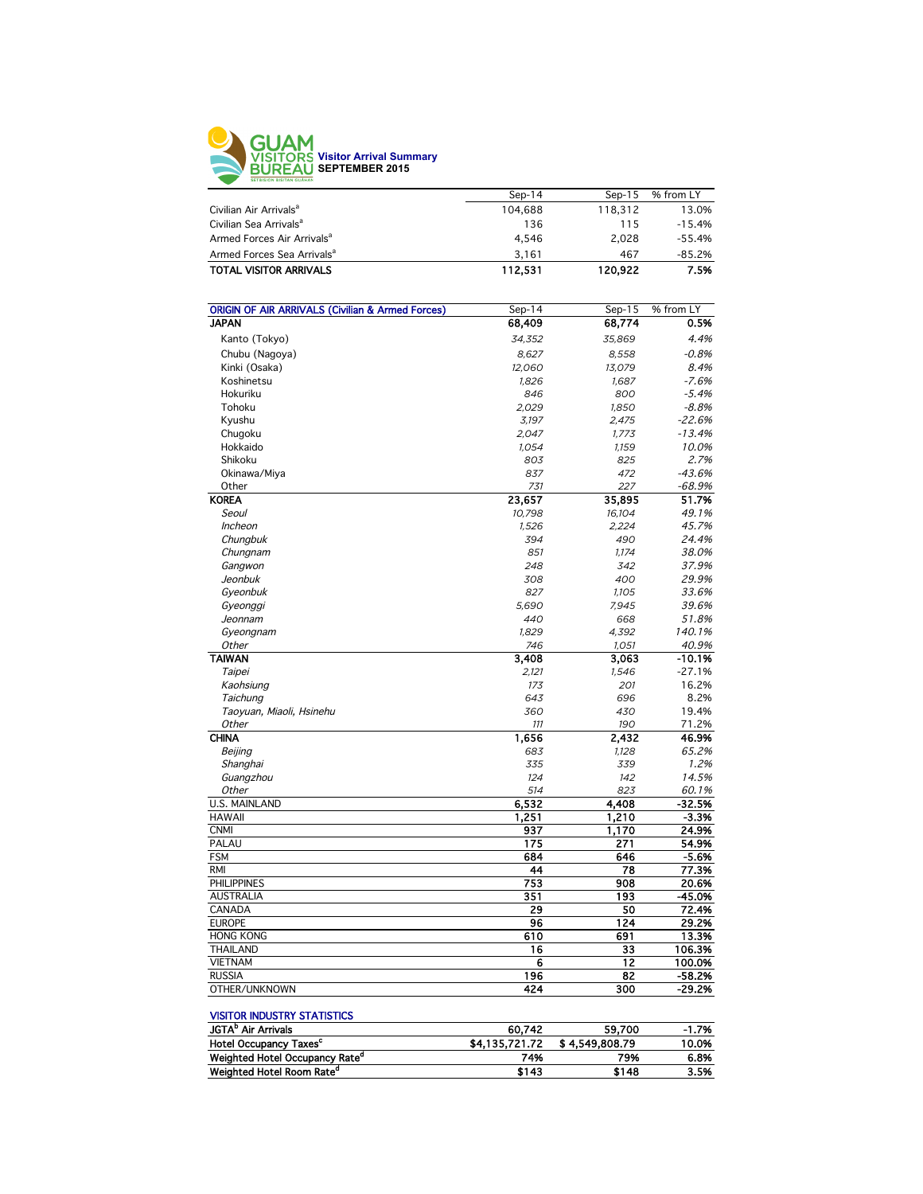# GUAM VISITORS BUREAU

**Visitor Arrival Summary**
**SEPTEMBER 2015**

| | Sep-14 | Sep-15 | % from LY |
|---|---|---|---|
| Civilian Air Arrivals[a] | 104,688 | 118,312 | 13.0% |
| Civilian Sea Arrivals[a] | 136 | 115 | -15.4% |
| Armed Forces Air Arrivals[a] | 4,546 | 2,028 | -55.4% |
| Armed Forces Sea Arrivals[a] | 3,161 | 467 | -85.2% |
| **TOTAL VISITOR ARRIVALS** | **112,531** | **120,922** | **7.5%** |

| ORIGIN OF AIR ARRIVALS (Civilian & Armed Forces) | Sep-14 | Sep-15 | % from LY |
|---|---|---|---|
| **JAPAN** | **68,409** | **68,774** | **0.5%** |
| Kanto (Tokyo) | *34,352* | *35,869* | *4.4%* |
| Chubu (Nagoya) | *8,627* | *8,558* | *-0.8%* |
| Kinki (Osaka) | *12,060* | *13,079* | *8.4%* |
| Koshinetsu | *1,826* | *1,687* | *-7.6%* |
| Hokuriku | *846* | *800* | *-5.4%* |
| Tohoku | *2,029* | *1,850* | *-8.8%* |
| Kyushu | *3,197* | *2,475* | *-22.6%* |
| Chugoku | *2,047* | *1,773* | *-13.4%* |
| Hokkaido | *1,054* | *1,159* | *10.0%* |
| Shikoku | *803* | *825* | *2.7%* |
| Okinawa/Miya | *837* | *472* | *-43.6%* |
| Other | *731* | *227* | *-68.9%* |
| **KOREA** | **23,657** | **35,895** | **51.7%** |
| *Seoul* | *10,798* | *16,104* | *49.1%* |
| *Incheon* | *1,526* | *2,224* | *45.7%* |
| *Chungbuk* | *394* | *490* | *24.4%* |
| *Chungnam* | *851* | *1,174* | *38.0%* |
| *Gangwon* | *248* | *342* | *37.9%* |
| *Jeonbuk* | *308* | *400* | *29.9%* |
| *Gyeonbuk* | *827* | *1,105* | *33.6%* |
| *Gyeonggi* | *5,690* | *7,945* | *39.6%* |
| *Jeonnam* | *440* | *668* | *51.8%* |
| *Gyeongnam* | *1,829* | *4,392* | *140.1%* |
| *Other* | *746* | *1,051* | *40.9%* |
| **TAIWAN** | **3,408** | **3,063** | **-10.1%** |
| *Taipei* | *2,121* | *1,546* | -27.1% |
| *Kaohsiung* | *173* | *201* | 16.2% |
| *Taichung* | *643* | *696* | 8.2% |
| *Taoyuan, Miaoli, Hsinehu* | *360* | *430* | 19.4% |
| *Other* | *111* | *190* | 71.2% |
| **CHINA** | **1,656** | **2,432** | **46.9%** |
| *Beijing* | *683* | *1,128* | *65.2%* |
| *Shanghai* | *335* | *339* | *1.2%* |
| *Guangzhou* | *124* | *142* | *14.5%* |
| *Other* | *514* | *823* | *60.1%* |
| U.S. MAINLAND | **6,532** | **4,408** | **-32.5%** |
| HAWAII | **1,251** | **1,210** | **-3.3%** |
| CNMI | **937** | **1,170** | **24.9%** |
| PALAU | **175** | **271** | **54.9%** |
| FSM | **684** | **646** | **-5.6%** |
| RMI | **44** | **78** | **77.3%** |
| PHILIPPINES | **753** | **908** | **20.6%** |
| AUSTRALIA | **351** | **193** | **-45.0%** |
| CANADA | **29** | **50** | **72.4%** |
| EUROPE | **96** | **124** | **29.2%** |
| HONG KONG | **610** | **691** | **13.3%** |
| THAILAND | **16** | **33** | **106.3%** |
| VIETNAM | **6** | **12** | **100.0%** |
| RUSSIA | **196** | **82** | **-58.2%** |
| OTHER/UNKNOWN | **424** | **300** | **-29.2%** |

| VISITOR INDUSTRY STATISTICS | | | |
|---|---|---|---|
| **JGTA[b] Air Arrivals** | **60,742** | **59,700** | **-1.7%** |
| **Hotel Occupancy Taxes[c]** | **$4,135,721.72** | **$ 4,549,808.79** | **10.0%** |
| **Weighted Hotel Occupancy Rate[d]** | **74%** | **79%** | **6.8%** |
| **Weighted Hotel Room Rate[d]** | **$143** | **$148** | **3.5%** |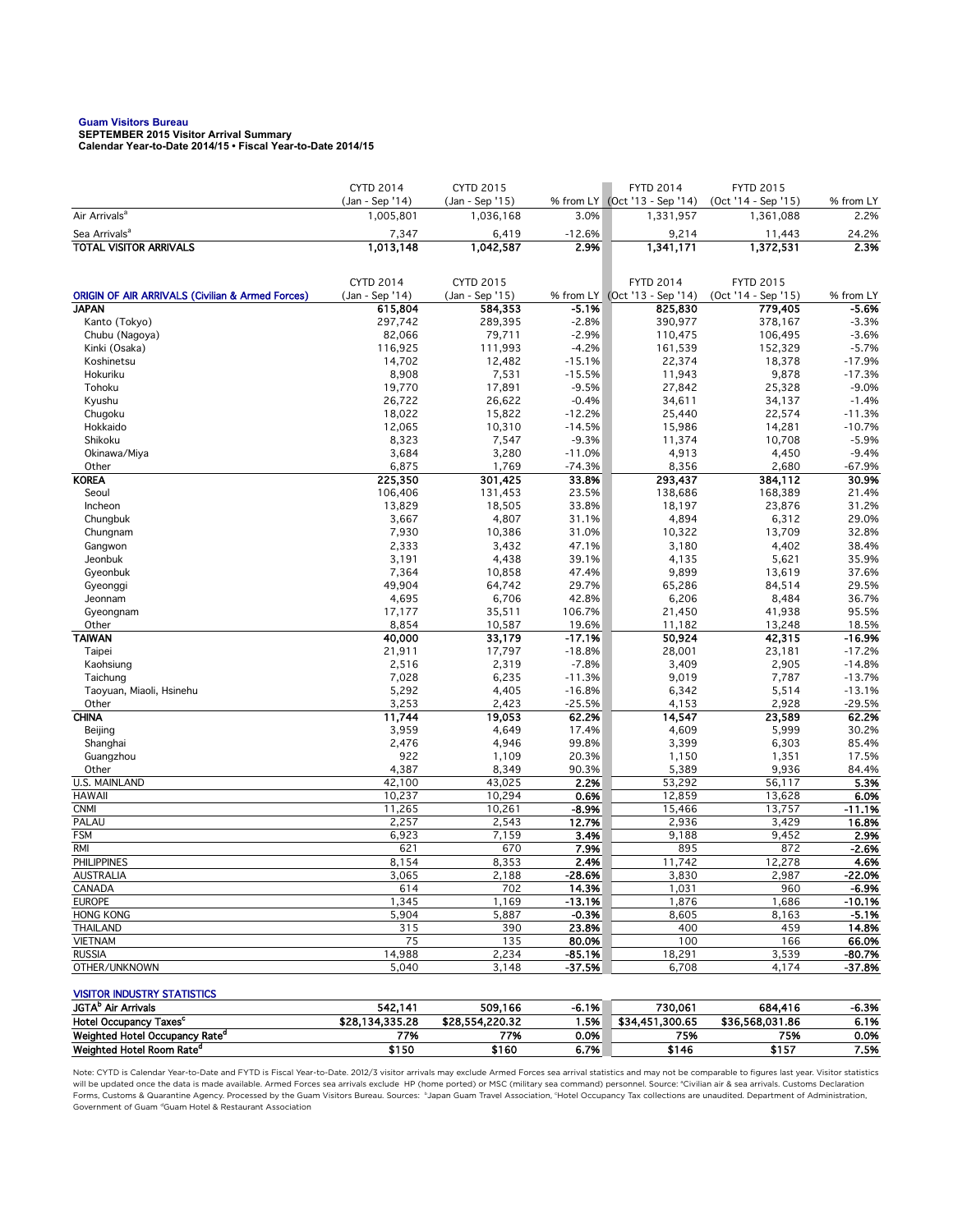**Guam Visitors Bureau**
**SEPTEMBER 2015 Visitor Arrival Summary**
**Calendar Year-to-Date 2014/15 • Fiscal Year-to-Date 2014/15**

| | CYTD 2014 (Jan - Sep '14) | CYTD 2015 (Jan - Sep '15) | % from LY | FYTD 2014 (Oct '13 - Sep '14) | FYTD 2015 (Oct '14 - Sep '15) | % from LY |
|---|---|---|---|---|---|---|
| Air Arrivals[a] | 1,005,801 | 1,036,168 | 3.0% | 1,331,957 | 1,361,088 | 2.2% |
| Sea Arrivals[a] | 7,347 | 6,419 | -12.6% | 9,214 | 11,443 | 24.2% |
| **TOTAL VISITOR ARRIVALS** | **1,013,148** | **1,042,587** | **2.9%** | **1,341,171** | **1,372,531** | **2.3%** |

| ORIGIN OF AIR ARRIVALS (Civilian & Armed Forces) | CYTD 2014 (Jan - Sep '14) | CYTD 2015 (Jan - Sep '15) | % from LY | FYTD 2014 (Oct '13 - Sep '14) | FYTD 2015 (Oct '14 - Sep '15) | % from LY |
|---|---|---|---|---|---|---|
| **JAPAN** | **615,804** | **584,353** | **-5.1%** | **825,830** | **779,405** | **-5.6%** |
| Kanto (Tokyo) | 297,742 | 289,395 | -2.8% | 390,977 | 378,167 | -3.3% |
| Chubu (Nagoya) | 82,066 | 79,711 | -2.9% | 110,475 | 106,495 | -3.6% |
| Kinki (Osaka) | 116,925 | 111,993 | -4.2% | 161,539 | 152,329 | -5.7% |
| Koshinetsu | 14,702 | 12,482 | -15.1% | 22,374 | 18,378 | -17.9% |
| Hokuriku | 8,908 | 7,531 | -15.5% | 11,943 | 9,878 | -17.3% |
| Tohoku | 19,770 | 17,891 | -9.5% | 27,842 | 25,328 | -9.0% |
| Kyushu | 26,722 | 26,622 | -0.4% | 34,611 | 34,137 | -1.4% |
| Chugoku | 18,022 | 15,822 | -12.2% | 25,440 | 22,574 | -11.3% |
| Hokkaido | 12,065 | 10,310 | -14.5% | 15,986 | 14,281 | -10.7% |
| Shikoku | 8,323 | 7,547 | -9.3% | 11,374 | 10,708 | -5.9% |
| Okinawa/Miya | 3,684 | 3,280 | -11.0% | 4,913 | 4,450 | -9.4% |
| Other | 6,875 | 1,769 | -74.3% | 8,356 | 2,680 | -67.9% |
| **KOREA** | **225,350** | **301,425** | **33.8%** | **293,437** | **384,112** | **30.9%** |
| Seoul | 106,406 | 131,453 | 23.5% | 138,686 | 168,389 | 21.4% |
| Incheon | 13,829 | 18,505 | 33.8% | 18,197 | 23,876 | 31.2% |
| Chungbuk | 3,667 | 4,807 | 31.1% | 4,894 | 6,312 | 29.0% |
| Chungnam | 7,930 | 10,386 | 31.0% | 10,322 | 13,709 | 32.8% |
| Gangwon | 2,333 | 3,432 | 47.1% | 3,180 | 4,402 | 38.4% |
| Jeonbuk | 3,191 | 4,438 | 39.1% | 4,135 | 5,621 | 35.9% |
| Gyeonbuk | 7,364 | 10,858 | 47.4% | 9,899 | 13,619 | 37.6% |
| Gyeonggi | 49,904 | 64,742 | 29.7% | 65,286 | 84,514 | 29.5% |
| Jeonnam | 4,695 | 6,706 | 42.8% | 6,206 | 8,484 | 36.7% |
| Gyeongnam | 17,177 | 35,511 | 106.7% | 21,450 | 41,938 | 95.5% |
| Other | 8,854 | 10,587 | 19.6% | 11,182 | 13,248 | 18.5% |
| **TAIWAN** | **40,000** | **33,179** | **-17.1%** | **50,924** | **42,315** | **-16.9%** |
| Taipei | 21,911 | 17,797 | -18.8% | 28,001 | 23,181 | -17.2% |
| Kaohsiung | 2,516 | 2,319 | -7.8% | 3,409 | 2,905 | -14.8% |
| Taichung | 7,028 | 6,235 | -11.3% | 9,019 | 7,787 | -13.7% |
| Taoyuan, Miaoli, Hsinehu | 5,292 | 4,405 | -16.8% | 6,342 | 5,514 | -13.1% |
| Other | 3,253 | 2,423 | -25.5% | 4,153 | 2,928 | -29.5% |
| **CHINA** | **11,744** | **19,053** | **62.2%** | **14,547** | **23,589** | **62.2%** |
| Beijing | 3,959 | 4,649 | 17.4% | 4,609 | 5,999 | 30.2% |
| Shanghai | 2,476 | 4,946 | 99.8% | 3,399 | 6,303 | 85.4% |
| Guangzhou | 922 | 1,109 | 20.3% | 1,150 | 1,351 | 17.5% |
| Other | 4,387 | 8,349 | 90.3% | 5,389 | 9,936 | 84.4% |
| U.S. MAINLAND | 42,100 | 43,025 | **2.2%** | 53,292 | 56,117 | **5.3%** |
| HAWAII | 10,237 | 10,294 | **0.6%** | 12,859 | 13,628 | **6.0%** |
| CNMI | 11,265 | 10,261 | **-8.9%** | 15,466 | 13,757 | **-11.1%** |
| PALAU | 2,257 | 2,543 | **12.7%** | 2,936 | 3,429 | **16.8%** |
| FSM | 6,923 | 7,159 | **3.4%** | 9,188 | 9,452 | **2.9%** |
| RMI | 621 | 670 | **7.9%** | 895 | 872 | **-2.6%** |
| PHILIPPINES | 8,154 | 8,353 | **2.4%** | 11,742 | 12,278 | **4.6%** |
| AUSTRALIA | 3,065 | 2,188 | **-28.6%** | 3,830 | 2,987 | **-22.0%** |
| CANADA | 614 | 702 | **14.3%** | 1,031 | 960 | **-6.9%** |
| EUROPE | 1,345 | 1,169 | **-13.1%** | 1,876 | 1,686 | **-10.1%** |
| HONG KONG | 5,904 | 5,887 | **-0.3%** | 8,605 | 8,163 | **-5.1%** |
| THAILAND | 315 | 390 | **23.8%** | 400 | 459 | **14.8%** |
| VIETNAM | 75 | 135 | **80.0%** | 100 | 166 | **66.0%** |
| RUSSIA | 14,988 | 2,234 | **-85.1%** | 18,291 | 3,539 | **-80.7%** |
| OTHER/UNKNOWN | 5,040 | 3,148 | **-37.5%** | 6,708 | 4,174 | **-37.8%** |

| VISITOR INDUSTRY STATISTICS | CYTD 2014 | CYTD 2015 | % from LY | FYTD 2014 | FYTD 2015 | % from LY |
|---|---|---|---|---|---|---|
| **JGTA[b] Air Arrivals** | **542,141** | **509,166** | **-6.1%** | **730,061** | **684,416** | **-6.3%** |
| **Hotel Occupancy Taxes[c]** | **$28,134,335.28** | **$28,554,220.32** | **1.5%** | **$34,451,300.65** | **$36,568,031.86** | **6.1%** |
| **Weighted Hotel Occupancy Rate[d]** | **77%** | **77%** | **0.0%** | **75%** | **75%** | **0.0%** |
| **Weighted Hotel Room Rate[d]** | **$150** | **$160** | **6.7%** | **$146** | **$157** | **7.5%** |

Note: CYTD is Calendar Year-to-Date and FYTD is Fiscal Year-to-Date. 2012/3 visitor arrivals may exclude Armed Forces sea arrival statistics and may not be comparable to figures last year. Visitor statistics will be updated once the data is made available. Armed Forces sea arrivals exclude HP (home ported) or MSC (military sea command) personnel. Source: [a]Civilian air & sea arrivals. Customs Declaration Forms, Customs & Quarantine Agency. Processed by the Guam Visitors Bureau. Sources: [b]Japan Guam Travel Association, [c]Hotel Occupancy Tax collections are unaudited. Department of Administration, Government of Guam [d]Guam Hotel & Restaurant Association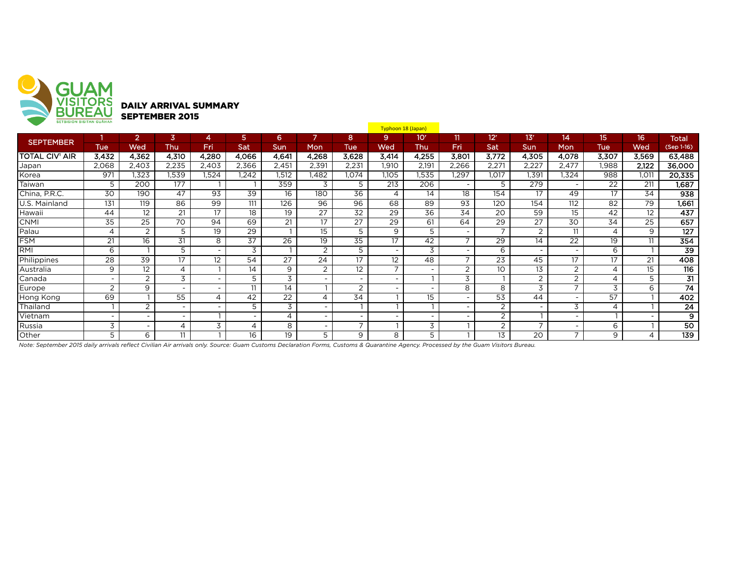# DAILY ARRIVAL SUMMARY
## SEPTEMBER 2015

| SEPTEMBER | 1 | 2 | 3 | 4 | 5 | 6 | 7 | 8 | 9 | 10ʳ | 11 | 12ʳ | 13ʳ | 14 | 15 | 16 | Total |
|---|---|---|---|---|---|---|---|---|---|---|---|---|---|---|---|---|---|
| | Tue | Wed | Thu | Fri | Sat | Sun | Mon | Tue | Wed (Typhoon 18 (Japan)) | Thu | Fri | Sat | Sun | Mon | Tue | Wed | (Sep 1-16) |
| **TOTAL CIV' AIR** | **3,432** | **4,362** | **4,310** | **4,280** | **4,066** | **4,641** | **4,268** | **3,628** | **3,414** | **4,255** | **3,801** | **3,772** | **4,305** | **4,078** | **3,307** | **3,569** | **63,488** |
| Japan | 2,068 | 2,403 | 2,235 | 2,403 | 2,366 | 2,451 | 2,391 | 2,231 | 1,910 | 2,191 | 2,266 | 2,271 | 2,227 | 2,477 | 1,988 | 2,122 | **36,000** |
| Korea | 971 | 1,323 | 1,539 | 1,524 | 1,242 | 1,512 | 1,482 | 1,074 | 1,105 | 1,535 | 1,297 | 1,017 | 1,391 | 1,324 | 988 | 1,011 | **20,335** |
| Taiwan | 5 | 200 | 177 | 1 | 1 | 359 | 3 | 5 | 213 | 206 | - | 5 | 279 | - | 22 | 211 | **1,687** |
| China, P.R.C. | 30 | 190 | 47 | 93 | 39 | 16 | 180 | 36 | 4 | 14 | 18 | 154 | 17 | 49 | 17 | 34 | **938** |
| U.S. Mainland | 131 | 119 | 86 | 99 | 111 | 126 | 96 | 96 | 68 | 89 | 93 | 120 | 154 | 112 | 82 | 79 | **1,661** |
| Hawaii | 44 | 12 | 21 | 17 | 18 | 19 | 27 | 32 | 29 | 36 | 34 | 20 | 59 | 15 | 42 | 12 | **437** |
| CNMI | 35 | 25 | 70 | 94 | 69 | 21 | 17 | 27 | 29 | 61 | 64 | 29 | 27 | 30 | 34 | 25 | **657** |
| Palau | 4 | 2 | 5 | 19 | 29 | 1 | 15 | 5 | 9 | 5 | - | 7 | 2 | 11 | 4 | 9 | **127** |
| FSM | 21 | 16 | 31 | 8 | 37 | 26 | 19 | 35 | 17 | 42 | 7 | 29 | 14 | 22 | 19 | 11 | **354** |
| RMI | 6 | 1 | 5 | - | 3 | 1 | 2 | 5 | - | 3 | - | 6 | - | - | 6 | 1 | **39** |
| Philippines | 28 | 39 | 17 | 12 | 54 | 27 | 24 | 17 | 12 | 48 | 7 | 23 | 45 | 17 | 17 | 21 | **408** |
| Australia | 9 | 12 | 4 | 1 | 14 | 9 | 2 | 12 | 7 | - | 2 | 10 | 13 | 2 | 4 | 15 | **116** |
| Canada | - | 2 | 3 | - | 5 | 3 | - | - | - | 1 | 3 | 1 | 2 | 2 | 4 | 5 | **31** |
| Europe | 2 | 9 | - | - | 11 | 14 | 1 | 2 | - | - | 8 | 8 | 3 | 7 | 3 | 6 | **74** |
| Hong Kong | 69 | 1 | 55 | 4 | 42 | 22 | 4 | 34 | 1 | 15 | - | 53 | 44 | - | 57 | 1 | **402** |
| Thailand | 1 | 2 | - | - | 5 | 3 | - | 1 | 1 | 1 | - | 2 | - | 3 | 4 | 1 | **24** |
| Vietnam | - | - | - | 1 | - | 4 | - | - | - | - | - | 2 | 1 | - | 1 | - | **9** |
| Russia | 3 | - | 4 | 3 | 4 | 8 | - | 7 | 1 | 3 | 1 | 2 | 7 | - | 6 | 1 | **50** |
| Other | 5 | 6 | 11 | 1 | 16 | 19 | 5 | 9 | 8 | 5 | 1 | 13 | 20 | 7 | 9 | 4 | **139** |

*Note: September 2015 daily arrivals reflect Civilian Air arrivals only. Source: Guam Customs Declaration Forms, Customs & Quarantine Agency. Processed by the Guam Visitors Bureau.*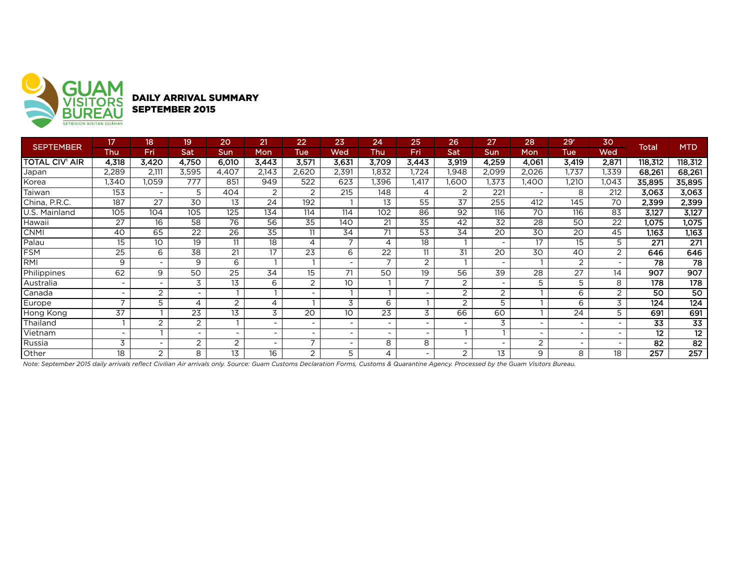## DAILY ARRIVAL SUMMARY
## SEPTEMBER 2015

| SEPTEMBER | 17 | 18 | 19 | 20 | 21 | 22 | 23 | 24 | 25 | 26 | 27 | 28 | 29' | 30 | Total | MTD |
|---|---|---|---|---|---|---|---|---|---|---|---|---|---|---|---|---|
| | Thu | Fri | Sat | Sun | Mon | Tue | Wed | Thu | Fri | Sat | Sun | Mon | Tue | Wed | | |
| **TOTAL CIV[1] AIR** | **4,318** | **3,420** | **4,750** | **6,010** | **3,443** | **3,571** | **3,631** | **3,709** | **3,443** | **3,919** | **4,259** | **4,061** | **3,419** | **2,871** | **118,312** | **118,312** |
| Japan | 2,289 | 2,111 | 3,595 | 4,407 | 2,143 | 2,620 | 2,391 | 1,832 | 1,724 | 1,948 | 2,099 | 2,026 | 1,737 | 1,339 | **68,261** | **68,261** |
| Korea | 1,340 | 1,059 | 777 | 851 | 949 | 522 | 623 | 1,396 | 1,417 | 1,600 | 1,373 | 1,400 | 1,210 | 1,043 | **35,895** | **35,895** |
| Taiwan | 153 | - | 5 | 404 | 2 | 2 | 215 | 148 | 4 | 2 | 221 | - | 8 | 212 | **3,063** | **3,063** |
| China, P.R.C. | 187 | 27 | 30 | 13 | 24 | 192 | 1 | 13 | 55 | 37 | 255 | 412 | 145 | 70 | **2,399** | **2,399** |
| U.S. Mainland | 105 | 104 | 105 | 125 | 134 | 114 | 114 | 102 | 86 | 92 | 116 | 70 | 116 | 83 | **3,127** | **3,127** |
| Hawaii | 27 | 16 | 58 | 76 | 56 | 35 | 140 | 21 | 35 | 42 | 32 | 28 | 50 | 22 | **1,075** | **1,075** |
| CNMI | 40 | 65 | 22 | 26 | 35 | 11 | 34 | 71 | 53 | 34 | 20 | 30 | 20 | 45 | **1,163** | **1,163** |
| Palau | 15 | 10 | 19 | 11 | 18 | 4 | 7 | 4 | 18 | 1 | - | 17 | 15 | 5 | **271** | **271** |
| FSM | 25 | 6 | 38 | 21 | 17 | 23 | 6 | 22 | 11 | 31 | 20 | 30 | 40 | 2 | **646** | **646** |
| RMI | 9 | - | 9 | 6 | 1 | 1 | - | 7 | 2 | 1 | - | 1 | 2 | - | **78** | **78** |
| Philippines | 62 | 9 | 50 | 25 | 34 | 15 | 71 | 50 | 19 | 56 | 39 | 28 | 27 | 14 | **907** | **907** |
| Australia | - | - | 3 | 13 | 6 | 2 | 10 | 1 | 7 | 2 | - | 5 | 5 | 8 | **178** | **178** |
| Canada | - | 2 | - | 1 | 1 | - | 1 | 1 | - | 2 | 2 | 1 | 6 | 2 | **50** | **50** |
| Europe | 7 | 5 | 4 | 2 | 4 | 1 | 3 | 6 | 1 | 2 | 5 | 1 | 6 | 3 | **124** | **124** |
| Hong Kong | 37 | 1 | 23 | 13 | 3 | 20 | 10 | 23 | 3 | 66 | 60 | 1 | 24 | 5 | **691** | **691** |
| Thailand | 1 | 2 | 2 | 1 | - | - | - | - | - | - | 3 | - | - | - | **33** | **33** |
| Vietnam | - | 1 | - | - | - | - | - | - | - | 1 | 1 | - | - | - | **12** | **12** |
| Russia | 3 | - | 2 | 2 | - | 7 | - | 8 | 8 | - | - | 2 | - | - | **82** | **82** |
| Other | 18 | 2 | 8 | 13 | 16 | 2 | 5 | 4 | - | 2 | 13 | 9 | 8 | 18 | **257** | **257** |

*Note: September 2015 daily arrivals reflect Civilian Air arrivals only. Source: Guam Customs Declaration Forms, Customs & Quarantine Agency. Processed by the Guam Visitors Bureau.*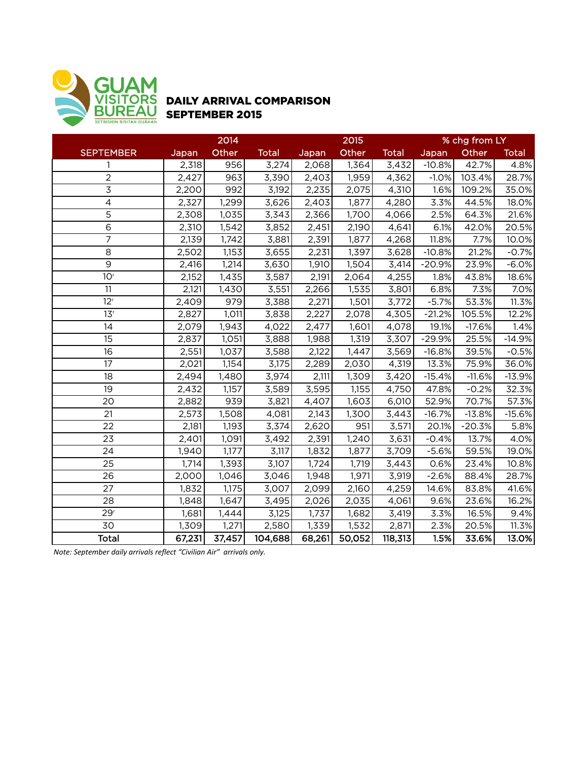# GUAM VISITORS BUREAU

SETBISION BISITAN GUAHAN

## DAILY ARRIVAL COMPARISON
## SEPTEMBER 2015

| | 2014 | | | 2015 | | | % chg from LY | | |
|---|---|---|---|---|---|---|---|---|---|
| SEPTEMBER | Japan | Other | Total | Japan | Other | Total | Japan | Other | Total |
| 1 | 2,318 | 956 | 3,274 | 2,068 | 1,364 | 3,432 | -10.8% | 42.7% | 4.8% |
| 2 | 2,427 | 963 | 3,390 | 2,403 | 1,959 | 4,362 | -1.0% | 103.4% | 28.7% |
| 3 | 2,200 | 992 | 3,192 | 2,235 | 2,075 | 4,310 | 1.6% | 109.2% | 35.0% |
| 4 | 2,327 | 1,299 | 3,626 | 2,403 | 1,877 | 4,280 | 3.3% | 44.5% | 18.0% |
| 5 | 2,308 | 1,035 | 3,343 | 2,366 | 1,700 | 4,066 | 2.5% | 64.3% | 21.6% |
| 6 | 2,310 | 1,542 | 3,852 | 2,451 | 2,190 | 4,641 | 6.1% | 42.0% | 20.5% |
| 7 | 2,139 | 1,742 | 3,881 | 2,391 | 1,877 | 4,268 | 11.8% | 7.7% | 10.0% |
| 8 | 2,502 | 1,153 | 3,655 | 2,231 | 1,397 | 3,628 | -10.8% | 21.2% | -0.7% |
| 9 | 2,416 | 1,214 | 3,630 | 1,910 | 1,504 | 3,414 | -20.9% | 23.9% | -6.0% |
| 10[r] | 2,152 | 1,435 | 3,587 | 2,191 | 2,064 | 4,255 | 1.8% | 43.8% | 18.6% |
| 11 | 2,121 | 1,430 | 3,551 | 2,266 | 1,535 | 3,801 | 6.8% | 7.3% | 7.0% |
| 12[r] | 2,409 | 979 | 3,388 | 2,271 | 1,501 | 3,772 | -5.7% | 53.3% | 11.3% |
| 13[r] | 2,827 | 1,011 | 3,838 | 2,227 | 2,078 | 4,305 | -21.2% | 105.5% | 12.2% |
| 14 | 2,079 | 1,943 | 4,022 | 2,477 | 1,601 | 4,078 | 19.1% | -17.6% | 1.4% |
| 15 | 2,837 | 1,051 | 3,888 | 1,988 | 1,319 | 3,307 | -29.9% | 25.5% | -14.9% |
| 16 | 2,551 | 1,037 | 3,588 | 2,122 | 1,447 | 3,569 | -16.8% | 39.5% | -0.5% |
| 17 | 2,021 | 1,154 | 3,175 | 2,289 | 2,030 | 4,319 | 13.3% | 75.9% | 36.0% |
| 18 | 2,494 | 1,480 | 3,974 | 2,111 | 1,309 | 3,420 | -15.4% | -11.6% | -13.9% |
| 19 | 2,432 | 1,157 | 3,589 | 3,595 | 1,155 | 4,750 | 47.8% | -0.2% | 32.3% |
| 20 | 2,882 | 939 | 3,821 | 4,407 | 1,603 | 6,010 | 52.9% | 70.7% | 57.3% |
| 21 | 2,573 | 1,508 | 4,081 | 2,143 | 1,300 | 3,443 | -16.7% | -13.8% | -15.6% |
| 22 | 2,181 | 1,193 | 3,374 | 2,620 | 951 | 3,571 | 20.1% | -20.3% | 5.8% |
| 23 | 2,401 | 1,091 | 3,492 | 2,391 | 1,240 | 3,631 | -0.4% | 13.7% | 4.0% |
| 24 | 1,940 | 1,177 | 3,117 | 1,832 | 1,877 | 3,709 | -5.6% | 59.5% | 19.0% |
| 25 | 1,714 | 1,393 | 3,107 | 1,724 | 1,719 | 3,443 | 0.6% | 23.4% | 10.8% |
| 26 | 2,000 | 1,046 | 3,046 | 1,948 | 1,971 | 3,919 | -2.6% | 88.4% | 28.7% |
| 27 | 1,832 | 1,175 | 3,007 | 2,099 | 2,160 | 4,259 | 14.6% | 83.8% | 41.6% |
| 28 | 1,848 | 1,647 | 3,495 | 2,026 | 2,035 | 4,061 | 9.6% | 23.6% | 16.2% |
| 29[r] | 1,681 | 1,444 | 3,125 | 1,737 | 1,682 | 3,419 | 3.3% | 16.5% | 9.4% |
| 30 | 1,309 | 1,271 | 2,580 | 1,339 | 1,532 | 2,871 | 2.3% | 20.5% | 11.3% |
| **Total** | **67,231** | **37,457** | **104,688** | **68,261** | **50,052** | **118,313** | **1.5%** | **33.6%** | **13.0%** |

*Note: September daily arrivals reflect "Civilian Air" arrivals only.*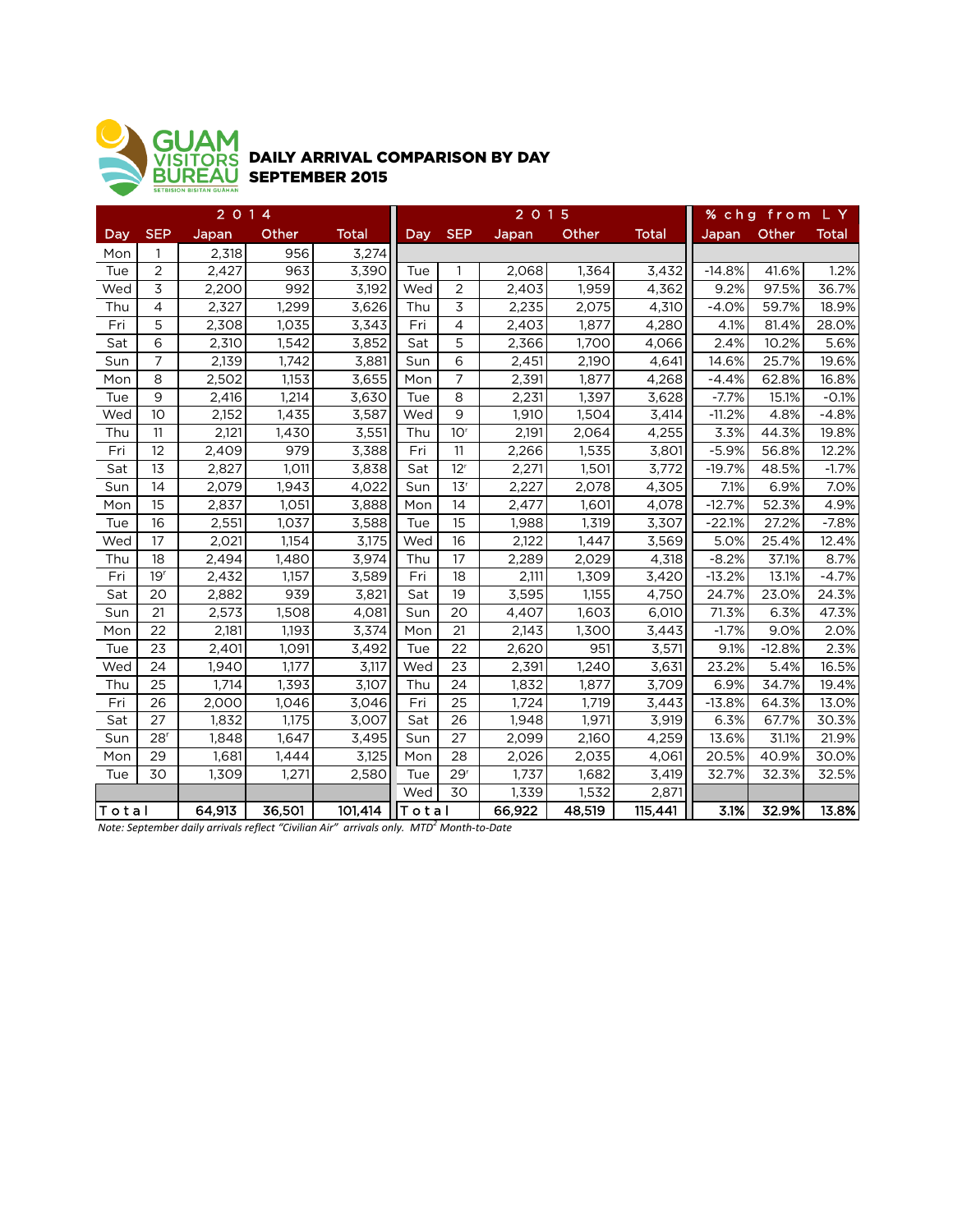## DAILY ARRIVAL COMPARISON BY DAY
## SEPTEMBER 2015

| 2014 | | | | | 2015 | | | | | % chg from LY | | |
|---|---|---|---|---|---|---|---|---|---|---|---|---|
| Day | SEP | Japan | Other | Total | Day | SEP | Japan | Other | Total | Japan | Other | Total |
| Mon | 1 | 2,318 | 956 | 3,274 | | | | | | | | |
| Tue | 2 | 2,427 | 963 | 3,390 | Tue | 1 | 2,068 | 1,364 | 3,432 | -14.8% | 41.6% | 1.2% |
| Wed | 3 | 2,200 | 992 | 3,192 | Wed | 2 | 2,403 | 1,959 | 4,362 | 9.2% | 97.5% | 36.7% |
| Thu | 4 | 2,327 | 1,299 | 3,626 | Thu | 3 | 2,235 | 2,075 | 4,310 | -4.0% | 59.7% | 18.9% |
| Fri | 5 | 2,308 | 1,035 | 3,343 | Fri | 4 | 2,403 | 1,877 | 4,280 | 4.1% | 81.4% | 28.0% |
| Sat | 6 | 2,310 | 1,542 | 3,852 | Sat | 5 | 2,366 | 1,700 | 4,066 | 2.4% | 10.2% | 5.6% |
| Sun | 7 | 2,139 | 1,742 | 3,881 | Sun | 6 | 2,451 | 2,190 | 4,641 | 14.6% | 25.7% | 19.6% |
| Mon | 8 | 2,502 | 1,153 | 3,655 | Mon | 7 | 2,391 | 1,877 | 4,268 | -4.4% | 62.8% | 16.8% |
| Tue | 9 | 2,416 | 1,214 | 3,630 | Tue | 8 | 2,231 | 1,397 | 3,628 | -7.7% | 15.1% | -0.1% |
| Wed | 10 | 2,152 | 1,435 | 3,587 | Wed | 9 | 1,910 | 1,504 | 3,414 | -11.2% | 4.8% | -4.8% |
| Thu | 11 | 2,121 | 1,430 | 3,551 | Thu | 10r | 2,191 | 2,064 | 4,255 | 3.3% | 44.3% | 19.8% |
| Fri | 12 | 2,409 | 979 | 3,388 | Fri | 11 | 2,266 | 1,535 | 3,801 | -5.9% | 56.8% | 12.2% |
| Sat | 13 | 2,827 | 1,011 | 3,838 | Sat | 12r | 2,271 | 1,501 | 3,772 | -19.7% | 48.5% | -1.7% |
| Sun | 14 | 2,079 | 1,943 | 4,022 | Sun | 13r | 2,227 | 2,078 | 4,305 | 7.1% | 6.9% | 7.0% |
| Mon | 15 | 2,837 | 1,051 | 3,888 | Mon | 14 | 2,477 | 1,601 | 4,078 | -12.7% | 52.3% | 4.9% |
| Tue | 16 | 2,551 | 1,037 | 3,588 | Tue | 15 | 1,988 | 1,319 | 3,307 | -22.1% | 27.2% | -7.8% |
| Wed | 17 | 2,021 | 1,154 | 3,175 | Wed | 16 | 2,122 | 1,447 | 3,569 | 5.0% | 25.4% | 12.4% |
| Thu | 18 | 2,494 | 1,480 | 3,974 | Thu | 17 | 2,289 | 2,029 | 4,318 | -8.2% | 37.1% | 8.7% |
| Fri | 19r | 2,432 | 1,157 | 3,589 | Fri | 18 | 2,111 | 1,309 | 3,420 | -13.2% | 13.1% | -4.7% |
| Sat | 20 | 2,882 | 939 | 3,821 | Sat | 19 | 3,595 | 1,155 | 4,750 | 24.7% | 23.0% | 24.3% |
| Sun | 21 | 2,573 | 1,508 | 4,081 | Sun | 20 | 4,407 | 1,603 | 6,010 | 71.3% | 6.3% | 47.3% |
| Mon | 22 | 2,181 | 1,193 | 3,374 | Mon | 21 | 2,143 | 1,300 | 3,443 | -1.7% | 9.0% | 2.0% |
| Tue | 23 | 2,401 | 1,091 | 3,492 | Tue | 22 | 2,620 | 951 | 3,571 | 9.1% | -12.8% | 2.3% |
| Wed | 24 | 1,940 | 1,177 | 3,117 | Wed | 23 | 2,391 | 1,240 | 3,631 | 23.2% | 5.4% | 16.5% |
| Thu | 25 | 1,714 | 1,393 | 3,107 | Thu | 24 | 1,832 | 1,877 | 3,709 | 6.9% | 34.7% | 19.4% |
| Fri | 26 | 2,000 | 1,046 | 3,046 | Fri | 25 | 1,724 | 1,719 | 3,443 | -13.8% | 64.3% | 13.0% |
| Sat | 27 | 1,832 | 1,175 | 3,007 | Sat | 26 | 1,948 | 1,971 | 3,919 | 6.3% | 67.7% | 30.3% |
| Sun | 28r | 1,848 | 1,647 | 3,495 | Sun | 27 | 2,099 | 2,160 | 4,259 | 13.6% | 31.1% | 21.9% |
| Mon | 29 | 1,681 | 1,444 | 3,125 | Mon | 28 | 2,026 | 2,035 | 4,061 | 20.5% | 40.9% | 30.0% |
| Tue | 30 | 1,309 | 1,271 | 2,580 | Tue | 29r | 1,737 | 1,682 | 3,419 | 32.7% | 32.3% | 32.5% |
| | | | | | Wed | 30 | 1,339 | 1,532 | 2,871 | | | |
| Total | | 64,913 | 36,501 | 101,414 | Total | | 66,922 | 48,519 | 115,441 | 3.1% | 32.9% | 13.8% |

*Note: September daily arrivals reflect "Civilian Air" arrivals only. MTD[2] Month-to-Date*